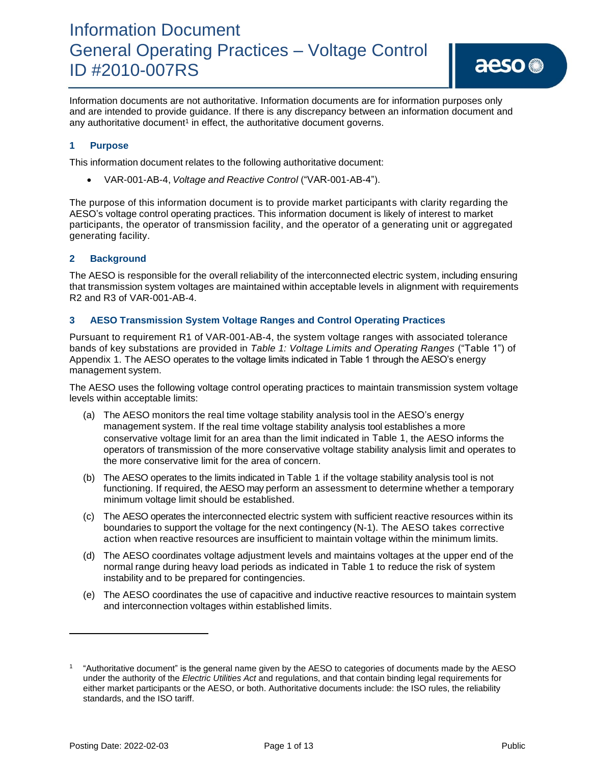# Information Document
# General Operating Practices – Voltage Control
# ID #2010-007RS

Information documents are not authoritative. Information documents are for information purposes only and are intended to provide guidance. If there is any discrepancy between an information document and any authoritative document[1] in effect, the authoritative document governs.

## 1 Purpose

This information document relates to the following authoritative document:

- VAR-001-AB-4, *Voltage and Reactive Control* ("VAR-001-AB-4").

The purpose of this information document is to provide market participants with clarity regarding the AESO's voltage control operating practices. This information document is likely of interest to market participants, the operator of transmission facility, and the operator of a generating unit or aggregated generating facility.

## 2 Background

The AESO is responsible for the overall reliability of the interconnected electric system, including ensuring that transmission system voltages are maintained within acceptable levels in alignment with requirements R2 and R3 of VAR-001-AB-4.

## 3 AESO Transmission System Voltage Ranges and Control Operating Practices

Pursuant to requirement R1 of VAR-001-AB-4, the system voltage ranges with associated tolerance bands of key substations are provided in *Table 1: Voltage Limits and Operating Ranges* ("Table 1") of Appendix 1. The AESO operates to the voltage limits indicated in Table 1 through the AESO's energy management system.

The AESO uses the following voltage control operating practices to maintain transmission system voltage levels within acceptable limits:

(a) The AESO monitors the real time voltage stability analysis tool in the AESO's energy management system. If the real time voltage stability analysis tool establishes a more conservative voltage limit for an area than the limit indicated in Table 1, the AESO informs the operators of transmission of the more conservative voltage stability analysis limit and operates to the more conservative limit for the area of concern.

(b) The AESO operates to the limits indicated in Table 1 if the voltage stability analysis tool is not functioning. If required, the AESO may perform an assessment to determine whether a temporary minimum voltage limit should be established.

(c) The AESO operates the interconnected electric system with sufficient reactive resources within its boundaries to support the voltage for the next contingency (N-1). The AESO takes corrective action when reactive resources are insufficient to maintain voltage within the minimum limits.

(d) The AESO coordinates voltage adjustment levels and maintains voltages at the upper end of the normal range during heavy load periods as indicated in Table 1 to reduce the risk of system instability and to be prepared for contingencies.

(e) The AESO coordinates the use of capacitive and inductive reactive resources to maintain system and interconnection voltages within established limits.

---

[1] "Authoritative document" is the general name given by the AESO to categories of documents made by the AESO under the authority of the *Electric Utilities Act* and regulations, and that contain binding legal requirements for either market participants or the AESO, or both. Authoritative documents include: the ISO rules, the reliability standards, and the ISO tariff.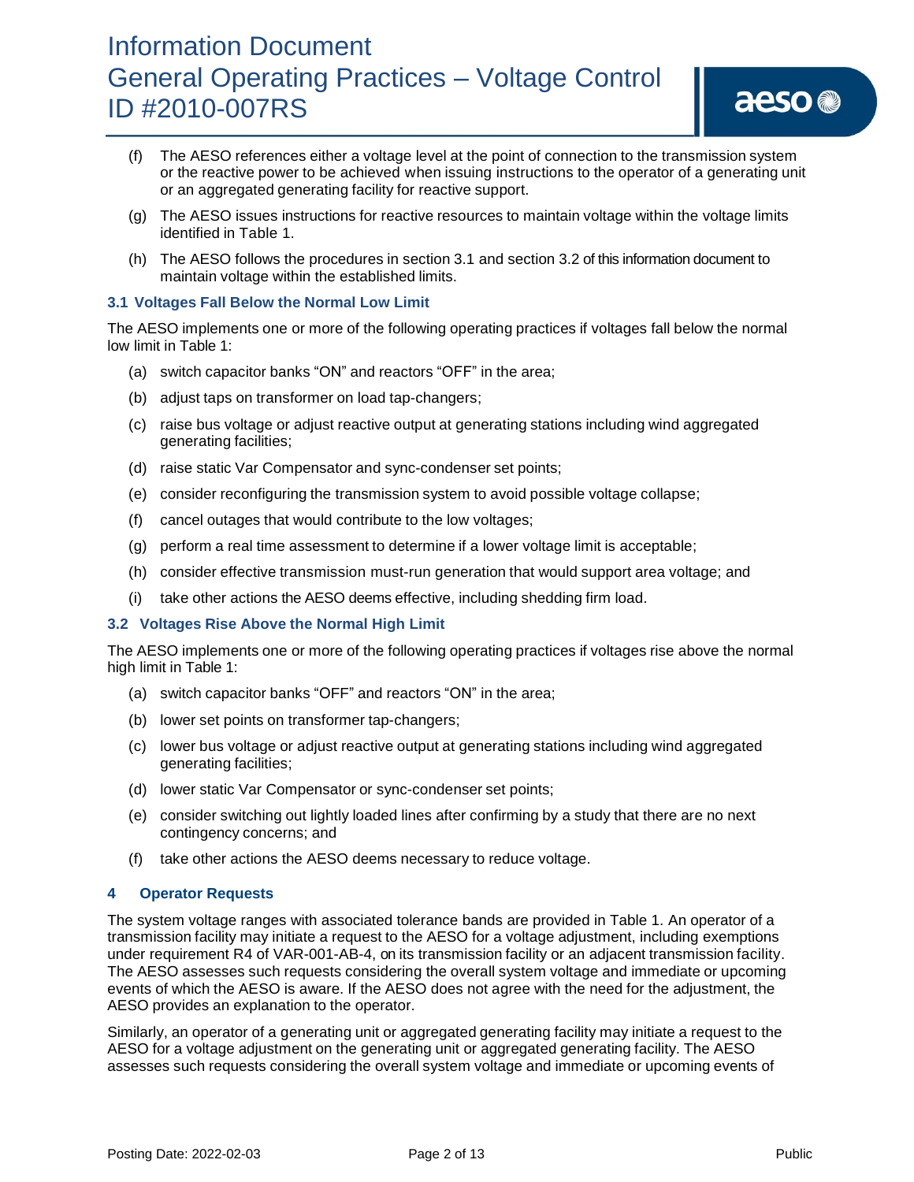(f) The AESO references either a voltage level at the point of connection to the transmission system or the reactive power to be achieved when issuing instructions to the operator of a generating unit or an aggregated generating facility for reactive support.

(g) The AESO issues instructions for reactive resources to maintain voltage within the voltage limits identified in Table 1.

(h) The AESO follows the procedures in section 3.1 and section 3.2 of this information document to maintain voltage within the established limits.

### 3.1 Voltages Fall Below the Normal Low Limit

The AESO implements one or more of the following operating practices if voltages fall below the normal low limit in Table 1:

(a) switch capacitor banks "ON" and reactors "OFF" in the area;

(b) adjust taps on transformer on load tap-changers;

(c) raise bus voltage or adjust reactive output at generating stations including wind aggregated generating facilities;

(d) raise static Var Compensator and sync-condenser set points;

(e) consider reconfiguring the transmission system to avoid possible voltage collapse;

(f) cancel outages that would contribute to the low voltages;

(g) perform a real time assessment to determine if a lower voltage limit is acceptable;

(h) consider effective transmission must-run generation that would support area voltage; and

(i) take other actions the AESO deems effective, including shedding firm load.

### 3.2 Voltages Rise Above the Normal High Limit

The AESO implements one or more of the following operating practices if voltages rise above the normal high limit in Table 1:

(a) switch capacitor banks "OFF" and reactors "ON" in the area;

(b) lower set points on transformer tap-changers;

(c) lower bus voltage or adjust reactive output at generating stations including wind aggregated generating facilities;

(d) lower static Var Compensator or sync-condenser set points;

(e) consider switching out lightly loaded lines after confirming by a study that there are no next contingency concerns; and

(f) take other actions the AESO deems necessary to reduce voltage.

## 4 Operator Requests

The system voltage ranges with associated tolerance bands are provided in Table 1. An operator of a transmission facility may initiate a request to the AESO for a voltage adjustment, including exemptions under requirement R4 of VAR-001-AB-4, on its transmission facility or an adjacent transmission facility. The AESO assesses such requests considering the overall system voltage and immediate or upcoming events of which the AESO is aware. If the AESO does not agree with the need for the adjustment, the AESO provides an explanation to the operator.

Similarly, an operator of a generating unit or aggregated generating facility may initiate a request to the AESO for a voltage adjustment on the generating unit or aggregated generating facility. The AESO assesses such requests considering the overall system voltage and immediate or upcoming events of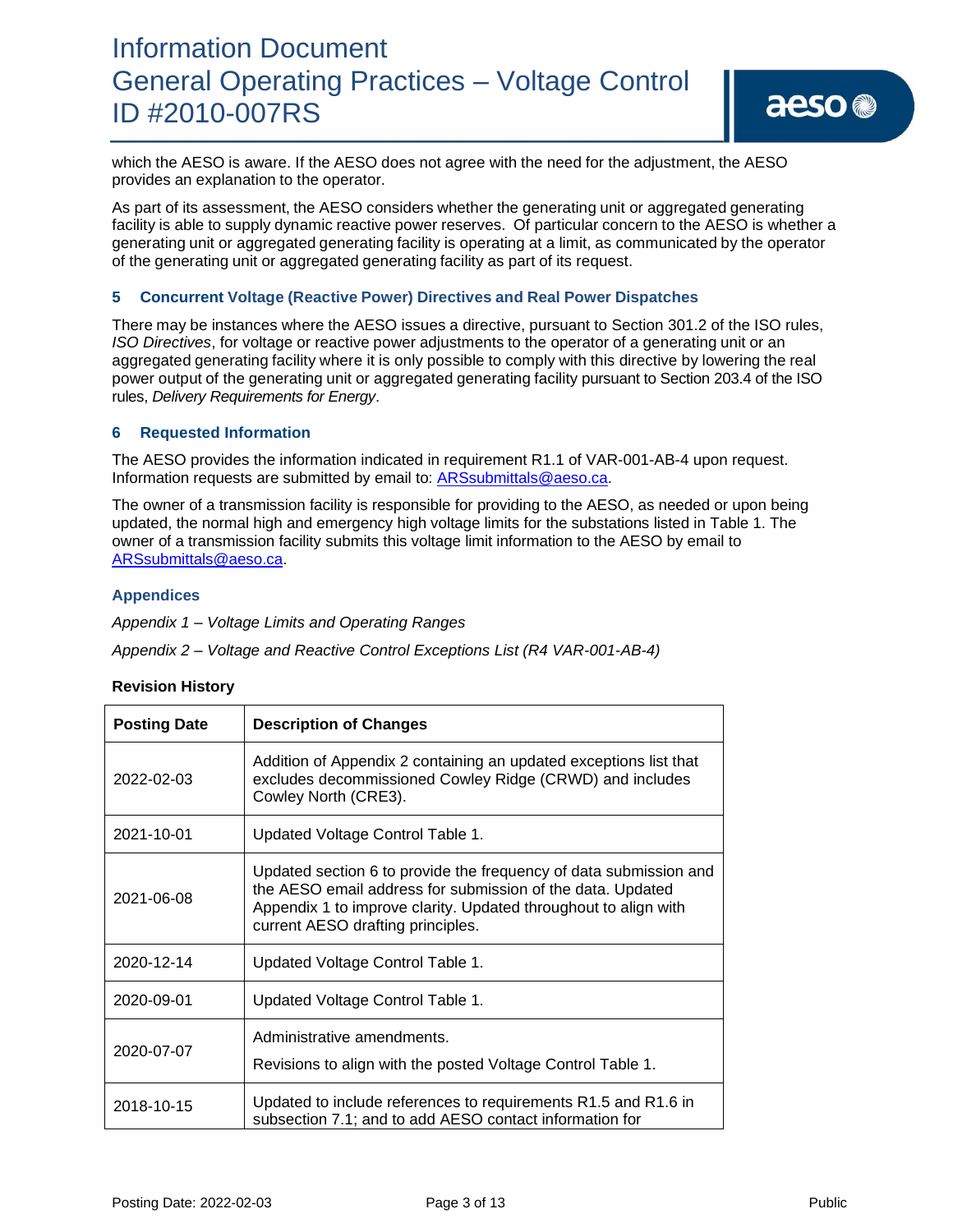which the AESO is aware. If the AESO does not agree with the need for the adjustment, the AESO provides an explanation to the operator.

As part of its assessment, the AESO considers whether the generating unit or aggregated generating facility is able to supply dynamic reactive power reserves. Of particular concern to the AESO is whether a generating unit or aggregated generating facility is operating at a limit, as communicated by the operator of the generating unit or aggregated generating facility as part of its request.

## 5 Concurrent Voltage (Reactive Power) Directives and Real Power Dispatches

There may be instances where the AESO issues a directive, pursuant to Section 301.2 of the ISO rules, *ISO Directives*, for voltage or reactive power adjustments to the operator of a generating unit or an aggregated generating facility where it is only possible to comply with this directive by lowering the real power output of the generating unit or aggregated generating facility pursuant to Section 203.4 of the ISO rules, *Delivery Requirements for Energy*.

## 6 Requested Information

The AESO provides the information indicated in requirement R1.1 of VAR-001-AB-4 upon request. Information requests are submitted by email to: ARSsubmittals@aeso.ca.

The owner of a transmission facility is responsible for providing to the AESO, as needed or upon being updated, the normal high and emergency high voltage limits for the substations listed in Table 1. The owner of a transmission facility submits this voltage limit information to the AESO by email to ARSsubmittals@aeso.ca.

## Appendices

*Appendix 1 – Voltage Limits and Operating Ranges*

*Appendix 2 – Voltage and Reactive Control Exceptions List (R4 VAR-001-AB-4)*

**Revision History**

| Posting Date | Description of Changes |
|---|---|
| 2022-02-03 | Addition of Appendix 2 containing an updated exceptions list that excludes decommissioned Cowley Ridge (CRWD) and includes Cowley North (CRE3). |
| 2021-10-01 | Updated Voltage Control Table 1. |
| 2021-06-08 | Updated section 6 to provide the frequency of data submission and the AESO email address for submission of the data. Updated Appendix 1 to improve clarity. Updated throughout to align with current AESO drafting principles. |
| 2020-12-14 | Updated Voltage Control Table 1. |
| 2020-09-01 | Updated Voltage Control Table 1. |
| 2020-07-07 | Administrative amendments.<br><br>Revisions to align with the posted Voltage Control Table 1. |
| 2018-10-15 | Updated to include references to requirements R1.5 and R1.6 in subsection 7.1; and to add AESO contact information for |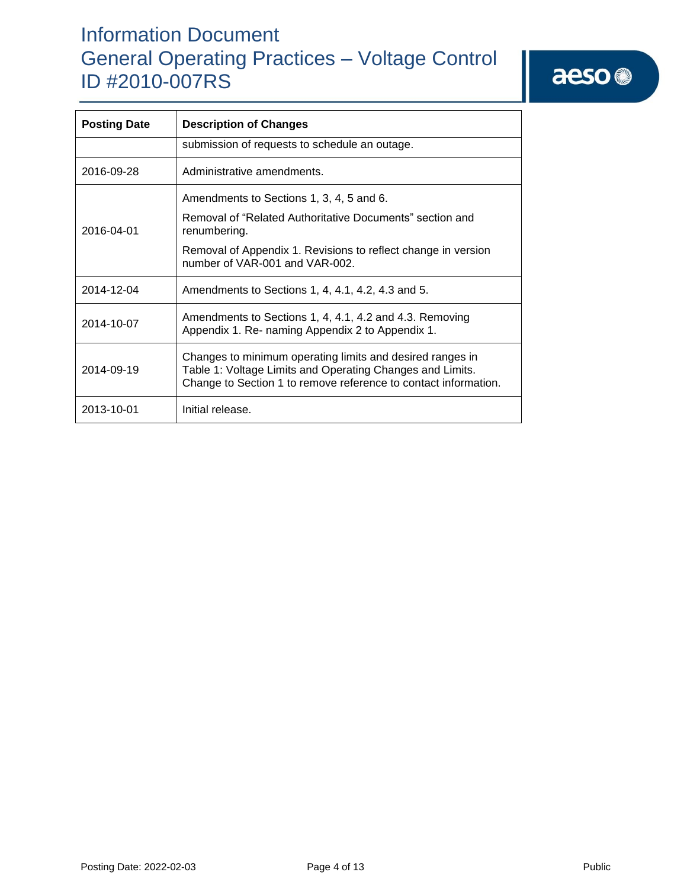| Posting Date | Description of Changes |
|---|---|
| | submission of requests to schedule an outage. |
| 2016-09-28 | Administrative amendments. |
| 2016-04-01 | Amendments to Sections 1, 3, 4, 5 and 6.<br><br>Removal of "Related Authoritative Documents" section and renumbering.<br><br>Removal of Appendix 1. Revisions to reflect change in version number of VAR-001 and VAR-002. |
| 2014-12-04 | Amendments to Sections 1, 4, 4.1, 4.2, 4.3 and 5. |
| 2014-10-07 | Amendments to Sections 1, 4, 4.1, 4.2 and 4.3. Removing Appendix 1. Re- naming Appendix 2 to Appendix 1. |
| 2014-09-19 | Changes to minimum operating limits and desired ranges in Table 1: Voltage Limits and Operating Changes and Limits. Change to Section 1 to remove reference to contact information. |
| 2013-10-01 | Initial release. |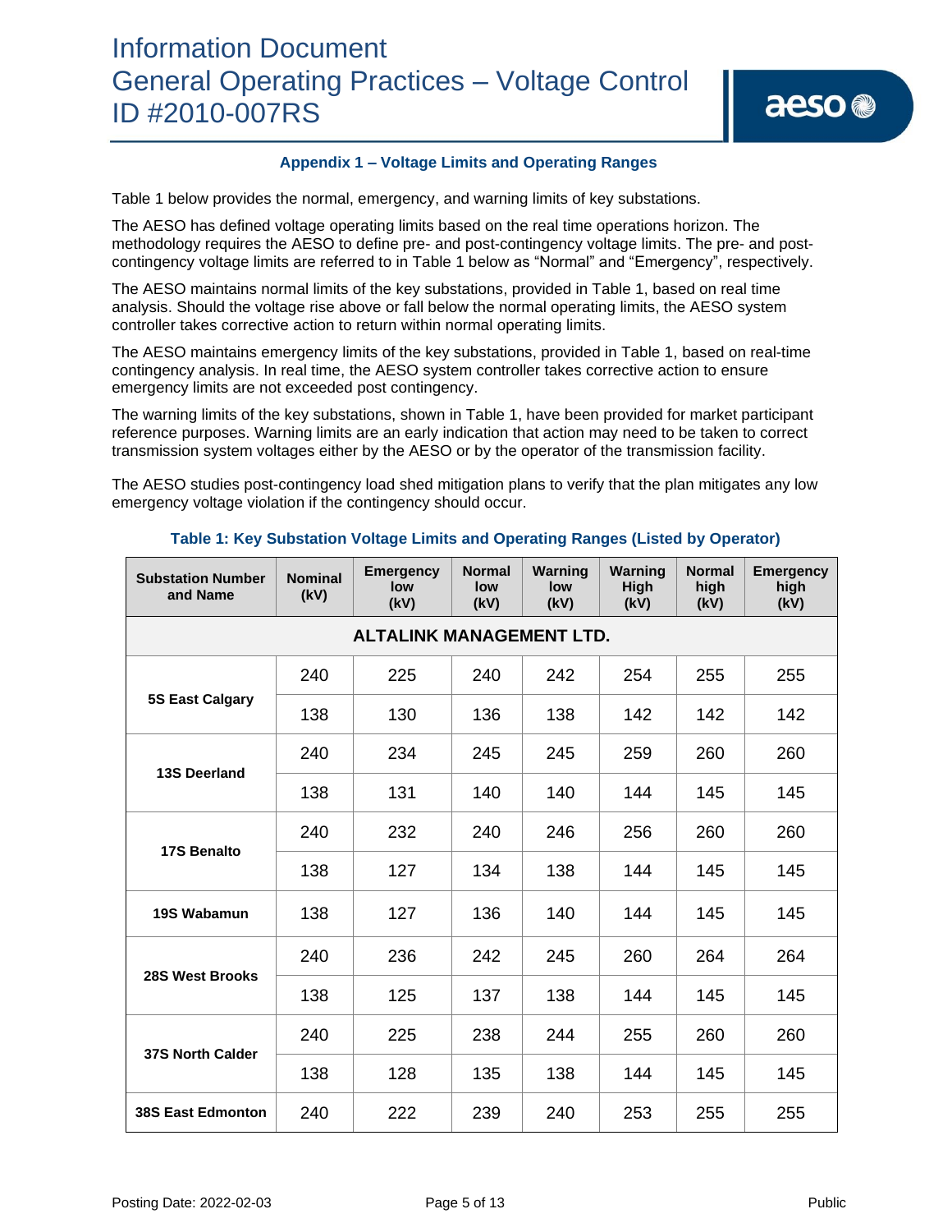## Appendix 1 – Voltage Limits and Operating Ranges

Table 1 below provides the normal, emergency, and warning limits of key substations.

The AESO has defined voltage operating limits based on the real time operations horizon. The methodology requires the AESO to define pre- and post-contingency voltage limits. The pre- and post-contingency voltage limits are referred to in Table 1 below as "Normal" and "Emergency", respectively.

The AESO maintains normal limits of the key substations, provided in Table 1, based on real time analysis. Should the voltage rise above or fall below the normal operating limits, the AESO system controller takes corrective action to return within normal operating limits.

The AESO maintains emergency limits of the key substations, provided in Table 1, based on real-time contingency analysis. In real time, the AESO system controller takes corrective action to ensure emergency limits are not exceeded post contingency.

The warning limits of the key substations, shown in Table 1, have been provided for market participant reference purposes. Warning limits are an early indication that action may need to be taken to correct transmission system voltages either by the AESO or by the operator of the transmission facility.

The AESO studies post-contingency load shed mitigation plans to verify that the plan mitigates any low emergency voltage violation if the contingency should occur.

**Table 1: Key Substation Voltage Limits and Operating Ranges (Listed by Operator)**

| Substation Number and Name | Nominal (kV) | Emergency low (kV) | Normal low (kV) | Warning low (kV) | Warning High (kV) | Normal high (kV) | Emergency high (kV) |
|---|---|---|---|---|---|---|---|
| **ALTALINK MANAGEMENT LTD.** | | | | | | | |
| **5S East Calgary** | 240 | 225 | 240 | 242 | 254 | 255 | 255 |
| | 138 | 130 | 136 | 138 | 142 | 142 | 142 |
| **13S Deerland** | 240 | 234 | 245 | 245 | 259 | 260 | 260 |
| | 138 | 131 | 140 | 140 | 144 | 145 | 145 |
| **17S Benalto** | 240 | 232 | 240 | 246 | 256 | 260 | 260 |
| | 138 | 127 | 134 | 138 | 144 | 145 | 145 |
| **19S Wabamun** | 138 | 127 | 136 | 140 | 144 | 145 | 145 |
| **28S West Brooks** | 240 | 236 | 242 | 245 | 260 | 264 | 264 |
| | 138 | 125 | 137 | 138 | 144 | 145 | 145 |
| **37S North Calder** | 240 | 225 | 238 | 244 | 255 | 260 | 260 |
| | 138 | 128 | 135 | 138 | 144 | 145 | 145 |
| **38S East Edmonton** | 240 | 222 | 239 | 240 | 253 | 255 | 255 |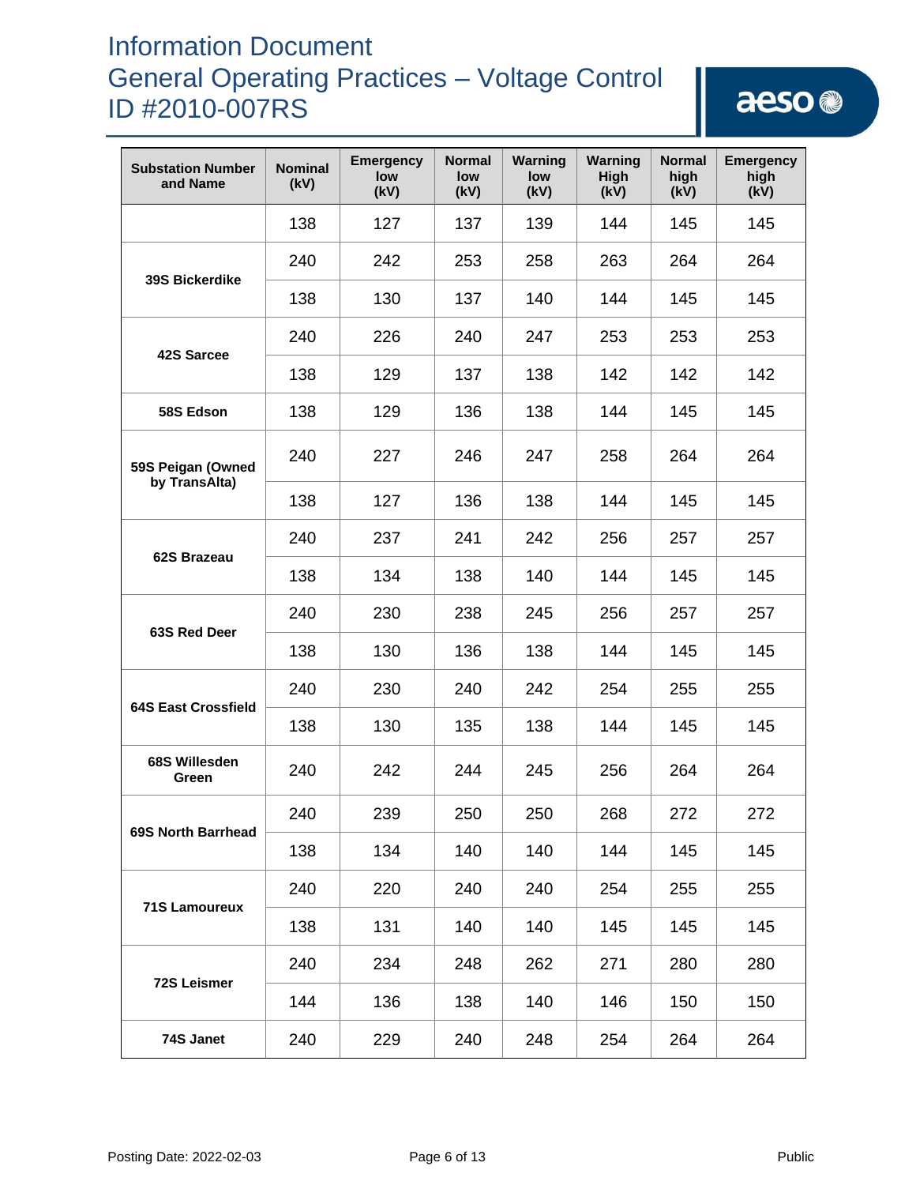| Substation Number and Name | Nominal (kV) | Emergency low (kV) | Normal low (kV) | Warning low (kV) | Warning High (kV) | Normal high (kV) | Emergency high (kV) |
|---|---|---|---|---|---|---|---|
| | 138 | 127 | 137 | 139 | 144 | 145 | 145 |
| 39S Bickerdike | 240 | 242 | 253 | 258 | 263 | 264 | 264 |
| | 138 | 130 | 137 | 140 | 144 | 145 | 145 |
| 42S Sarcee | 240 | 226 | 240 | 247 | 253 | 253 | 253 |
| | 138 | 129 | 137 | 138 | 142 | 142 | 142 |
| 58S Edson | 138 | 129 | 136 | 138 | 144 | 145 | 145 |
| 59S Peigan (Owned by TransAlta) | 240 | 227 | 246 | 247 | 258 | 264 | 264 |
| | 138 | 127 | 136 | 138 | 144 | 145 | 145 |
| 62S Brazeau | 240 | 237 | 241 | 242 | 256 | 257 | 257 |
| | 138 | 134 | 138 | 140 | 144 | 145 | 145 |
| 63S Red Deer | 240 | 230 | 238 | 245 | 256 | 257 | 257 |
| | 138 | 130 | 136 | 138 | 144 | 145 | 145 |
| 64S East Crossfield | 240 | 230 | 240 | 242 | 254 | 255 | 255 |
| | 138 | 130 | 135 | 138 | 144 | 145 | 145 |
| 68S Willesden Green | 240 | 242 | 244 | 245 | 256 | 264 | 264 |
| 69S North Barrhead | 240 | 239 | 250 | 250 | 268 | 272 | 272 |
| | 138 | 134 | 140 | 140 | 144 | 145 | 145 |
| 71S Lamoureux | 240 | 220 | 240 | 240 | 254 | 255 | 255 |
| | 138 | 131 | 140 | 140 | 145 | 145 | 145 |
| 72S Leismer | 240 | 234 | 248 | 262 | 271 | 280 | 280 |
| | 144 | 136 | 138 | 140 | 146 | 150 | 150 |
| 74S Janet | 240 | 229 | 240 | 248 | 254 | 264 | 264 |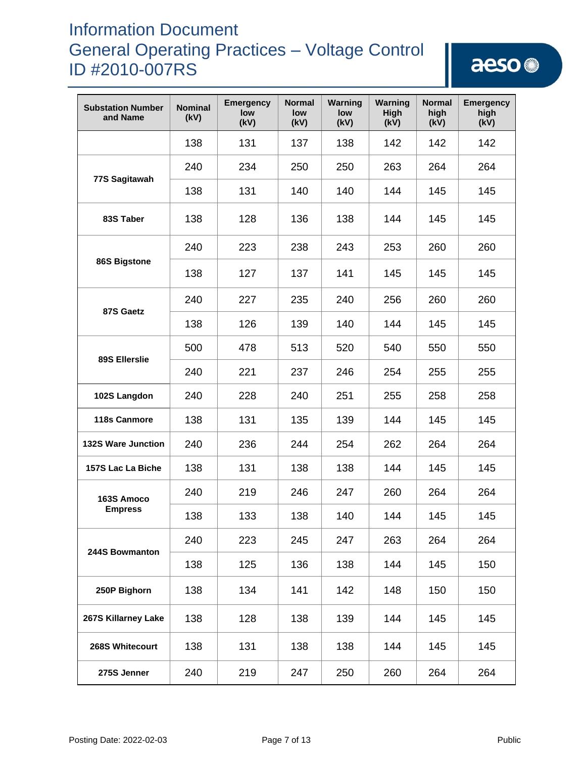| Substation Number and Name | Nominal (kV) | Emergency low (kV) | Normal low (kV) | Warning low (kV) | Warning High (kV) | Normal high (kV) | Emergency high (kV) |
|---|---|---|---|---|---|---|---|
| | 138 | 131 | 137 | 138 | 142 | 142 | 142 |
| 77S Sagitawah | 240 | 234 | 250 | 250 | 263 | 264 | 264 |
| | 138 | 131 | 140 | 140 | 144 | 145 | 145 |
| 83S Taber | 138 | 128 | 136 | 138 | 144 | 145 | 145 |
| 86S Bigstone | 240 | 223 | 238 | 243 | 253 | 260 | 260 |
| | 138 | 127 | 137 | 141 | 145 | 145 | 145 |
| 87S Gaetz | 240 | 227 | 235 | 240 | 256 | 260 | 260 |
| | 138 | 126 | 139 | 140 | 144 | 145 | 145 |
| 89S Ellerslie | 500 | 478 | 513 | 520 | 540 | 550 | 550 |
| | 240 | 221 | 237 | 246 | 254 | 255 | 255 |
| 102S Langdon | 240 | 228 | 240 | 251 | 255 | 258 | 258 |
| 118s Canmore | 138 | 131 | 135 | 139 | 144 | 145 | 145 |
| 132S Ware Junction | 240 | 236 | 244 | 254 | 262 | 264 | 264 |
| 157S Lac La Biche | 138 | 131 | 138 | 138 | 144 | 145 | 145 |
| 163S Amoco Empress | 240 | 219 | 246 | 247 | 260 | 264 | 264 |
| | 138 | 133 | 138 | 140 | 144 | 145 | 145 |
| 244S Bowmanton | 240 | 223 | 245 | 247 | 263 | 264 | 264 |
| | 138 | 125 | 136 | 138 | 144 | 145 | 150 |
| 250P Bighorn | 138 | 134 | 141 | 142 | 148 | 150 | 150 |
| 267S Killarney Lake | 138 | 128 | 138 | 139 | 144 | 145 | 145 |
| 268S Whitecourt | 138 | 131 | 138 | 138 | 144 | 145 | 145 |
| 275S Jenner | 240 | 219 | 247 | 250 | 260 | 264 | 264 |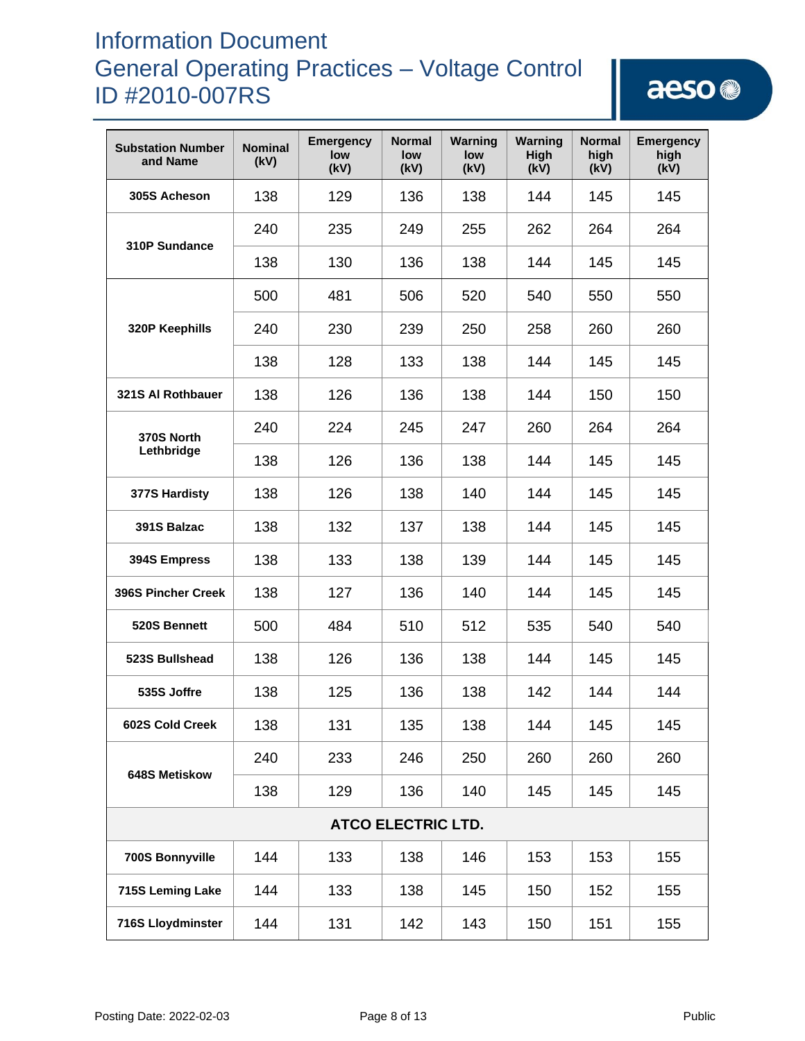| Substation Number and Name | Nominal (kV) | Emergency low (kV) | Normal low (kV) | Warning low (kV) | Warning High (kV) | Normal high (kV) | Emergency high (kV) |
|---|---|---|---|---|---|---|---|
| 305S Acheson | 138 | 129 | 136 | 138 | 144 | 145 | 145 |
| 310P Sundance | 240 | 235 | 249 | 255 | 262 | 264 | 264 |
| | 138 | 130 | 136 | 138 | 144 | 145 | 145 |
| 320P Keephills | 500 | 481 | 506 | 520 | 540 | 550 | 550 |
| | 240 | 230 | 239 | 250 | 258 | 260 | 260 |
| | 138 | 128 | 133 | 138 | 144 | 145 | 145 |
| 321S Al Rothbauer | 138 | 126 | 136 | 138 | 144 | 150 | 150 |
| 370S North Lethbridge | 240 | 224 | 245 | 247 | 260 | 264 | 264 |
| | 138 | 126 | 136 | 138 | 144 | 145 | 145 |
| 377S Hardisty | 138 | 126 | 138 | 140 | 144 | 145 | 145 |
| 391S Balzac | 138 | 132 | 137 | 138 | 144 | 145 | 145 |
| 394S Empress | 138 | 133 | 138 | 139 | 144 | 145 | 145 |
| 396S Pincher Creek | 138 | 127 | 136 | 140 | 144 | 145 | 145 |
| 520S Bennett | 500 | 484 | 510 | 512 | 535 | 540 | 540 |
| 523S Bullshead | 138 | 126 | 136 | 138 | 144 | 145 | 145 |
| 535S Joffre | 138 | 125 | 136 | 138 | 142 | 144 | 144 |
| 602S Cold Creek | 138 | 131 | 135 | 138 | 144 | 145 | 145 |
| 648S Metiskow | 240 | 233 | 246 | 250 | 260 | 260 | 260 |
| | 138 | 129 | 136 | 140 | 145 | 145 | 145 |
| **ATCO ELECTRIC LTD.** | | | | | | | |
| 700S Bonnyville | 144 | 133 | 138 | 146 | 153 | 153 | 155 |
| 715S Leming Lake | 144 | 133 | 138 | 145 | 150 | 152 | 155 |
| 716S Lloydminster | 144 | 131 | 142 | 143 | 150 | 151 | 155 |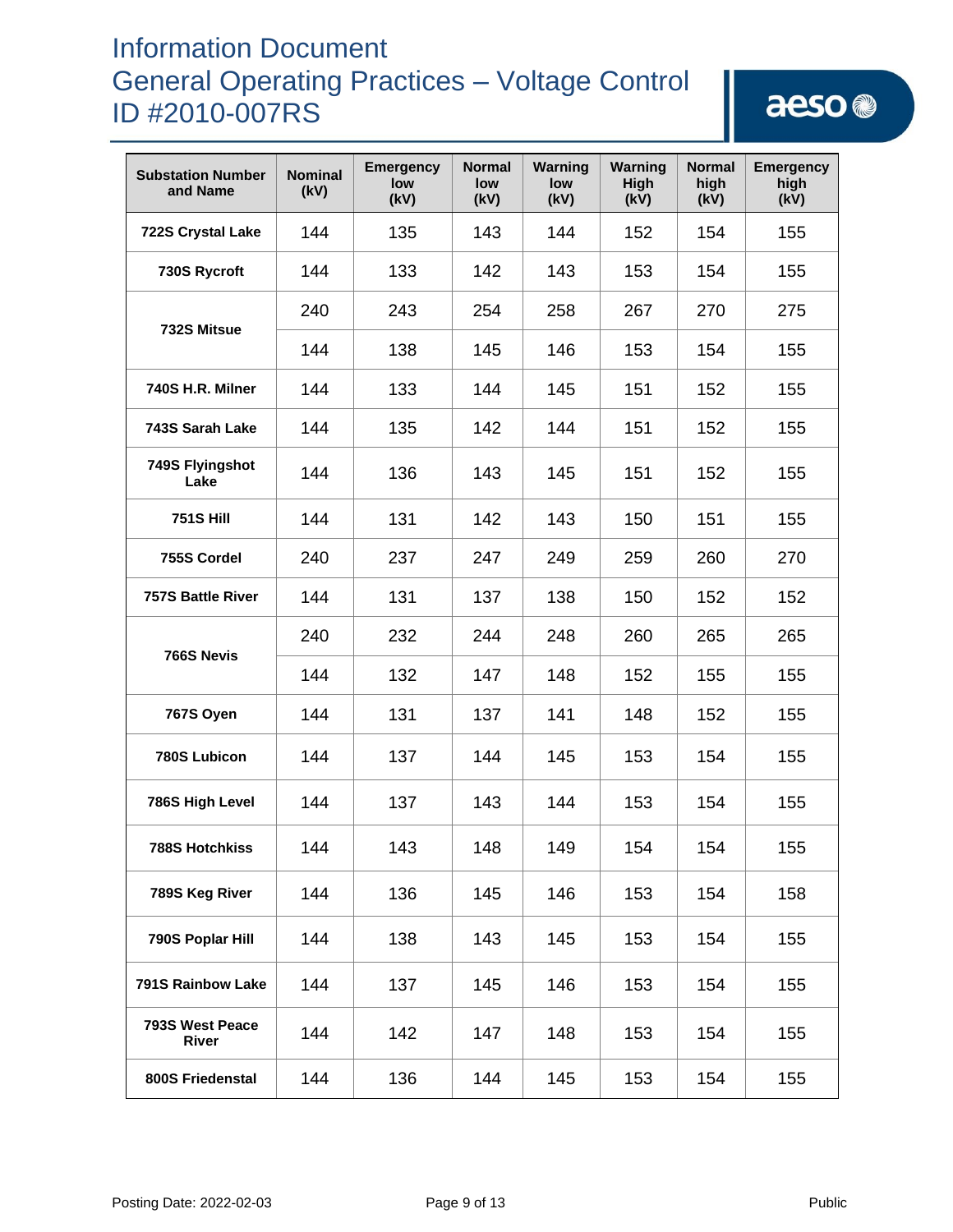| Substation Number and Name | Nominal (kV) | Emergency low (kV) | Normal low (kV) | Warning low (kV) | Warning High (kV) | Normal high (kV) | Emergency high (kV) |
|---|---|---|---|---|---|---|---|
| 722S Crystal Lake | 144 | 135 | 143 | 144 | 152 | 154 | 155 |
| 730S Rycroft | 144 | 133 | 142 | 143 | 153 | 154 | 155 |
| 732S Mitsue | 240 | 243 | 254 | 258 | 267 | 270 | 275 |
| | 144 | 138 | 145 | 146 | 153 | 154 | 155 |
| 740S H.R. Milner | 144 | 133 | 144 | 145 | 151 | 152 | 155 |
| 743S Sarah Lake | 144 | 135 | 142 | 144 | 151 | 152 | 155 |
| 749S Flyingshot Lake | 144 | 136 | 143 | 145 | 151 | 152 | 155 |
| 751S Hill | 144 | 131 | 142 | 143 | 150 | 151 | 155 |
| 755S Cordel | 240 | 237 | 247 | 249 | 259 | 260 | 270 |
| 757S Battle River | 144 | 131 | 137 | 138 | 150 | 152 | 152 |
| 766S Nevis | 240 | 232 | 244 | 248 | 260 | 265 | 265 |
| | 144 | 132 | 147 | 148 | 152 | 155 | 155 |
| 767S Oyen | 144 | 131 | 137 | 141 | 148 | 152 | 155 |
| 780S Lubicon | 144 | 137 | 144 | 145 | 153 | 154 | 155 |
| 786S High Level | 144 | 137 | 143 | 144 | 153 | 154 | 155 |
| 788S Hotchkiss | 144 | 143 | 148 | 149 | 154 | 154 | 155 |
| 789S Keg River | 144 | 136 | 145 | 146 | 153 | 154 | 158 |
| 790S Poplar Hill | 144 | 138 | 143 | 145 | 153 | 154 | 155 |
| 791S Rainbow Lake | 144 | 137 | 145 | 146 | 153 | 154 | 155 |
| 793S West Peace River | 144 | 142 | 147 | 148 | 153 | 154 | 155 |
| 800S Friedenstal | 144 | 136 | 144 | 145 | 153 | 154 | 155 |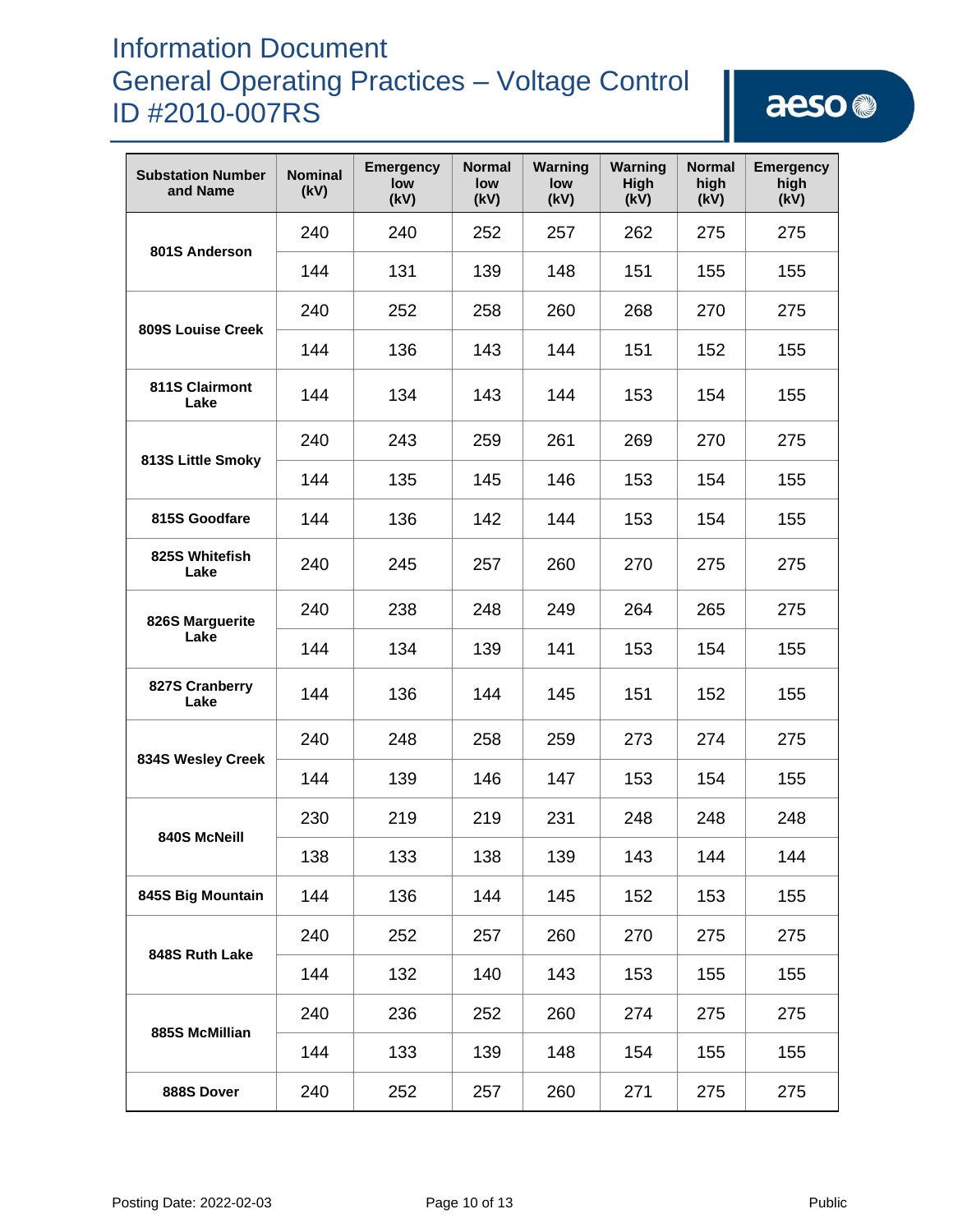| Substation Number and Name | Nominal (kV) | Emergency low (kV) | Normal low (kV) | Warning low (kV) | Warning High (kV) | Normal high (kV) | Emergency high (kV) |
|---|---|---|---|---|---|---|---|
| 801S Anderson | 240 | 240 | 252 | 257 | 262 | 275 | 275 |
| | 144 | 131 | 139 | 148 | 151 | 155 | 155 |
| 809S Louise Creek | 240 | 252 | 258 | 260 | 268 | 270 | 275 |
| | 144 | 136 | 143 | 144 | 151 | 152 | 155 |
| 811S Clairmont Lake | 144 | 134 | 143 | 144 | 153 | 154 | 155 |
| 813S Little Smoky | 240 | 243 | 259 | 261 | 269 | 270 | 275 |
| | 144 | 135 | 145 | 146 | 153 | 154 | 155 |
| 815S Goodfare | 144 | 136 | 142 | 144 | 153 | 154 | 155 |
| 825S Whitefish Lake | 240 | 245 | 257 | 260 | 270 | 275 | 275 |
| 826S Marguerite Lake | 240 | 238 | 248 | 249 | 264 | 265 | 275 |
| | 144 | 134 | 139 | 141 | 153 | 154 | 155 |
| 827S Cranberry Lake | 144 | 136 | 144 | 145 | 151 | 152 | 155 |
| 834S Wesley Creek | 240 | 248 | 258 | 259 | 273 | 274 | 275 |
| | 144 | 139 | 146 | 147 | 153 | 154 | 155 |
| 840S McNeill | 230 | 219 | 219 | 231 | 248 | 248 | 248 |
| | 138 | 133 | 138 | 139 | 143 | 144 | 144 |
| 845S Big Mountain | 144 | 136 | 144 | 145 | 152 | 153 | 155 |
| 848S Ruth Lake | 240 | 252 | 257 | 260 | 270 | 275 | 275 |
| | 144 | 132 | 140 | 143 | 153 | 155 | 155 |
| 885S McMillian | 240 | 236 | 252 | 260 | 274 | 275 | 275 |
| | 144 | 133 | 139 | 148 | 154 | 155 | 155 |
| 888S Dover | 240 | 252 | 257 | 260 | 271 | 275 | 275 |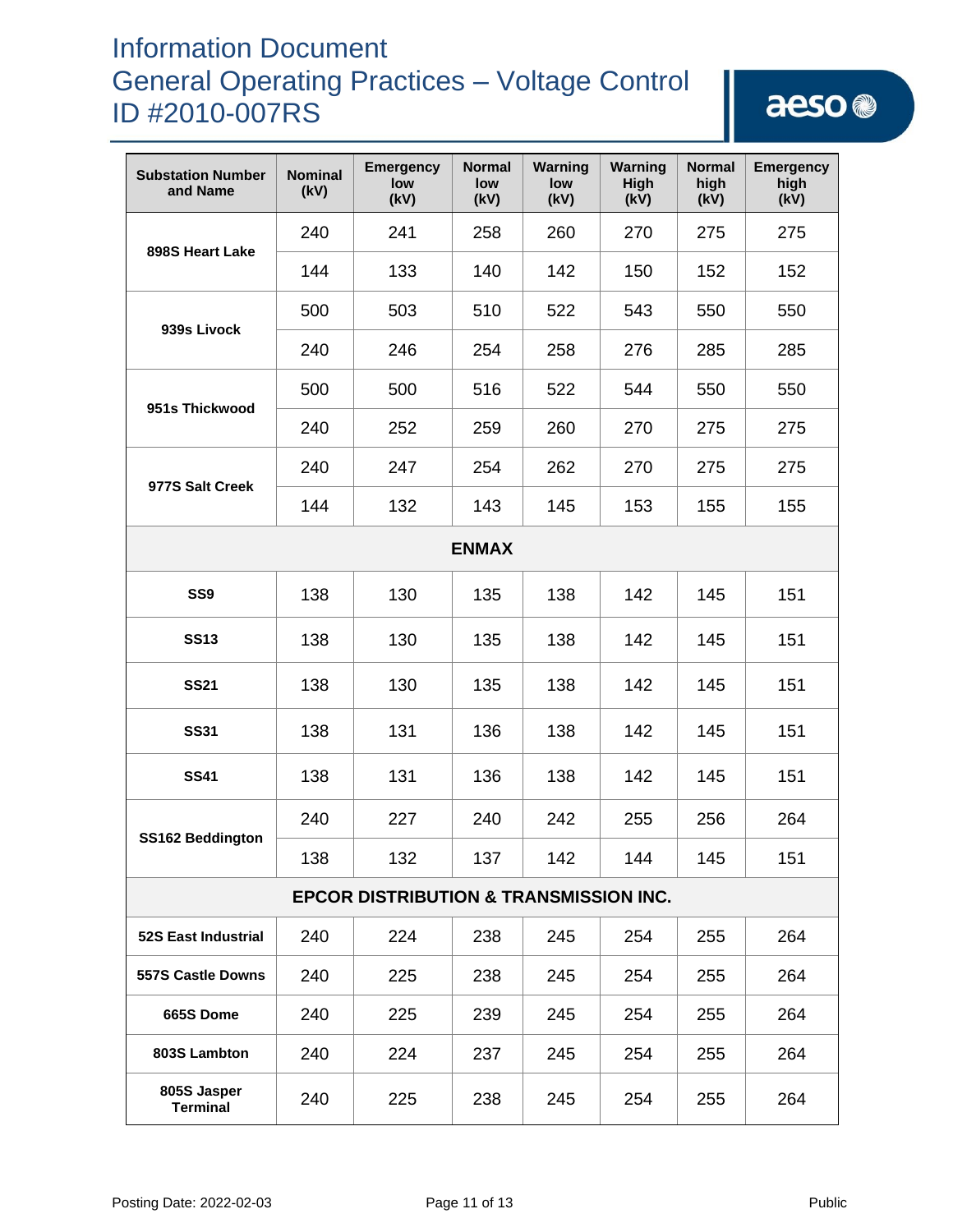| Substation Number and Name | Nominal (kV) | Emergency low (kV) | Normal low (kV) | Warning low (kV) | Warning High (kV) | Normal high (kV) | Emergency high (kV) |
|---|---|---|---|---|---|---|---|
| 898S Heart Lake | 240 | 241 | 258 | 260 | 270 | 275 | 275 |
| | 144 | 133 | 140 | 142 | 150 | 152 | 152 |
| 939s Livock | 500 | 503 | 510 | 522 | 543 | 550 | 550 |
| | 240 | 246 | 254 | 258 | 276 | 285 | 285 |
| 951s Thickwood | 500 | 500 | 516 | 522 | 544 | 550 | 550 |
| | 240 | 252 | 259 | 260 | 270 | 275 | 275 |
| 977S Salt Creek | 240 | 247 | 254 | 262 | 270 | 275 | 275 |
| | 144 | 132 | 143 | 145 | 153 | 155 | 155 |
| **ENMAX** | | | | | | | |
| SS9 | 138 | 130 | 135 | 138 | 142 | 145 | 151 |
| SS13 | 138 | 130 | 135 | 138 | 142 | 145 | 151 |
| SS21 | 138 | 130 | 135 | 138 | 142 | 145 | 151 |
| SS31 | 138 | 131 | 136 | 138 | 142 | 145 | 151 |
| SS41 | 138 | 131 | 136 | 138 | 142 | 145 | 151 |
| SS162 Beddington | 240 | 227 | 240 | 242 | 255 | 256 | 264 |
| | 138 | 132 | 137 | 142 | 144 | 145 | 151 |
| **EPCOR DISTRIBUTION & TRANSMISSION INC.** | | | | | | | |
| 52S East Industrial | 240 | 224 | 238 | 245 | 254 | 255 | 264 |
| 557S Castle Downs | 240 | 225 | 238 | 245 | 254 | 255 | 264 |
| 665S Dome | 240 | 225 | 239 | 245 | 254 | 255 | 264 |
| 803S Lambton | 240 | 224 | 237 | 245 | 254 | 255 | 264 |
| 805S Jasper Terminal | 240 | 225 | 238 | 245 | 254 | 255 | 264 |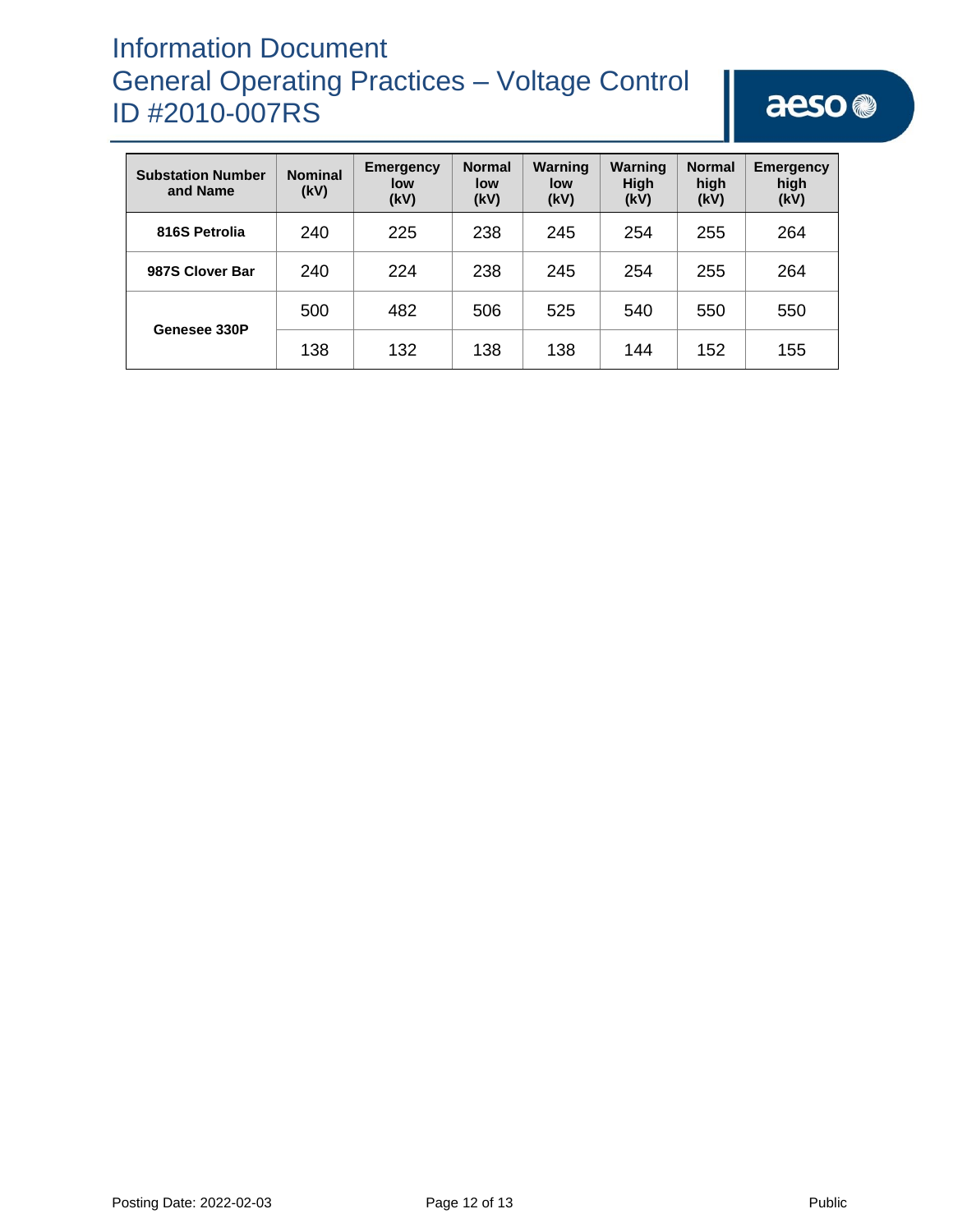| Substation Number and Name | Nominal (kV) | Emergency low (kV) | Normal low (kV) | Warning low (kV) | Warning High (kV) | Normal high (kV) | Emergency high (kV) |
|---|---|---|---|---|---|---|---|
| **816S Petrolia** | 240 | 225 | 238 | 245 | 254 | 255 | 264 |
| **987S Clover Bar** | 240 | 224 | 238 | 245 | 254 | 255 | 264 |
| **Genesee 330P** | 500 | 482 | 506 | 525 | 540 | 550 | 550 |
| | 138 | 132 | 138 | 138 | 144 | 152 | 155 |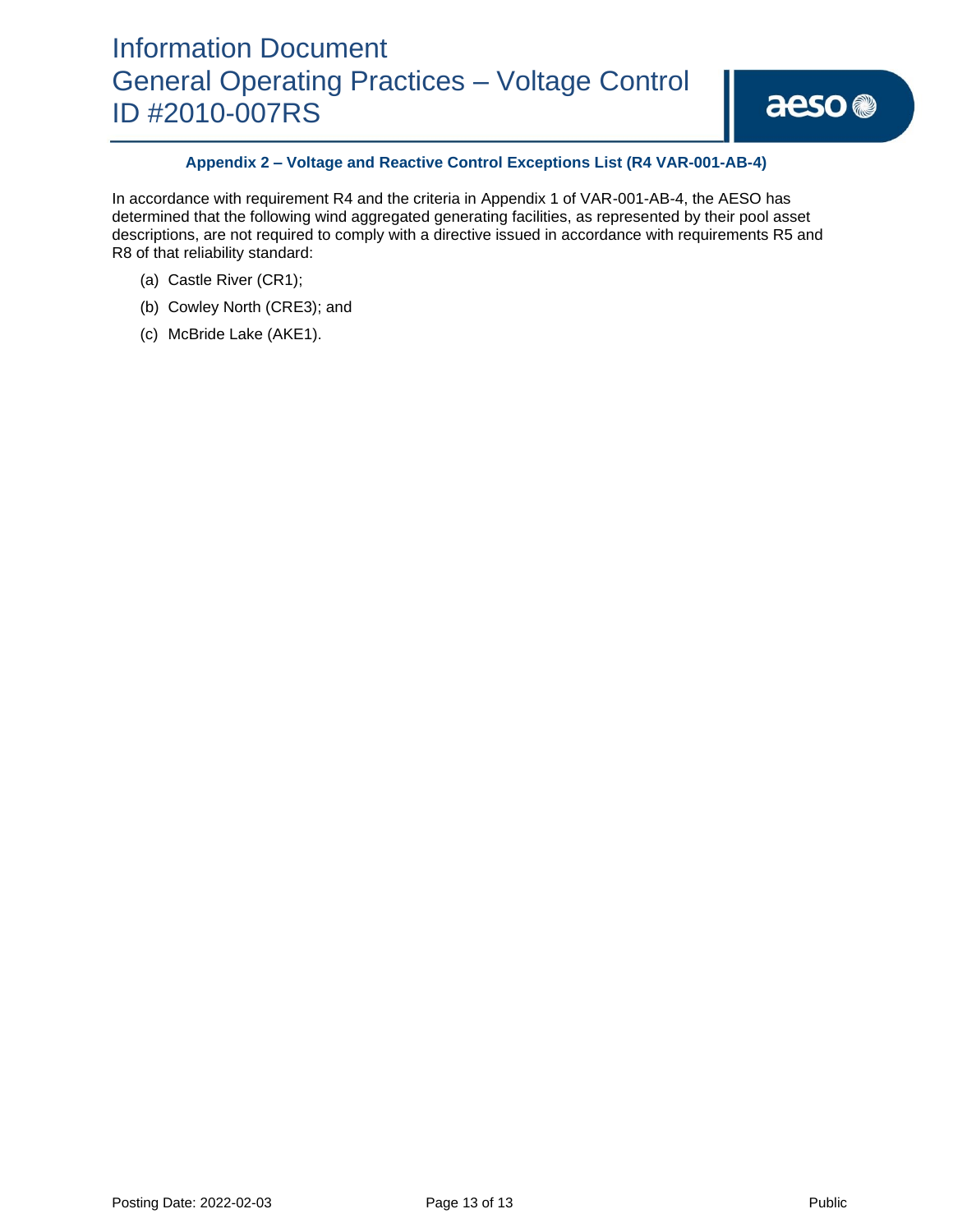## Appendix 2 – Voltage and Reactive Control Exceptions List (R4 VAR-001-AB-4)

In accordance with requirement R4 and the criteria in Appendix 1 of VAR-001-AB-4, the AESO has determined that the following wind aggregated generating facilities, as represented by their pool asset descriptions, are not required to comply with a directive issued in accordance with requirements R5 and R8 of that reliability standard:

(a) Castle River (CR1);

(b) Cowley North (CRE3); and

(c) McBride Lake (AKE1).